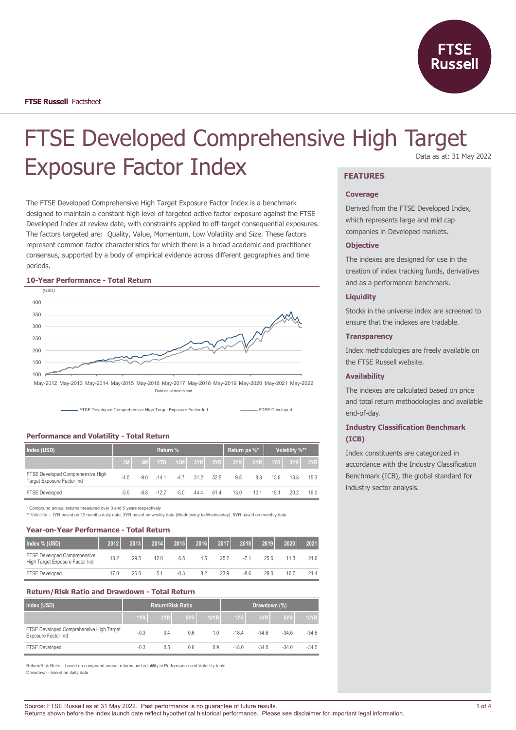**FTSE Russell** Factsheet

# FTSE Developed Comprehensive High Target Exposure Factor Index

Data as at: 31 May 2022

The FTSE Developed Comprehensive High Target Exposure Factor Index is a benchmark designed to maintain a constant high level of targeted active factor exposure against the FTSE Developed Index at review date, with constraints applied to off-target consequential exposures. The factors targeted are: Quality, Value, Momentum, Low Volatility and Size. These factors represent common factor characteristics for which there is a broad academic and practitioner consensus, supported by a body of empirical evidence across different geographies and time periods.

### 10-Year Performance - Total Return

(USD)

Data as at month end

FTSE Developed Comprehensive High Target Exposure Factor Ind — FTSE Developed

### Performance and Volatility - Total Return

| Index (USD) | Return % | | | | | | Return pa %* | | Volatility %** | | |
|---|---|---|---|---|---|---|---|---|---|---|---|
| | 3M | 6M | YTD | 12M | 3YR | 5YR | 3YR | 5YR | 1YR | 3YR | 5YR |
| FTSE Developed Comprehensive High Target Exposure Factor Ind | -4.5 | -9.0 | -14.1 | -4.7 | 31.2 | 52.5 | 9.5 | 8.8 | 13.8 | 18.8 | 15.3 |
| FTSE Developed | -5.5 | -8.8 | -12.7 | -5.0 | 44.4 | 61.4 | 13.0 | 10.1 | 15.1 | 20.2 | 16.0 |

\* Compound annual returns measured over 3 and 5 years respectively

\** Volatility – 1YR based on 12 months daily data. 3YR based on weekly data (Wednesday to Wednesday). 5YR based on monthly data

### Year-on-Year Performance - Total Return

| Index % (USD) | 2012 | 2013 | 2014 | 2015 | 2016 | 2017 | 2018 | 2019 | 2020 | 2021 |
|---|---|---|---|---|---|---|---|---|---|---|
| FTSE Developed Comprehensive High Target Exposure Factor Ind | 18.2 | 29.5 | 12.0 | 6.5 | 4.5 | 25.2 | -7.1 | 25.6 | 11.3 | 21.6 |
| FTSE Developed | 17.0 | 26.8 | 5.1 | -0.3 | 8.2 | 23.9 | -8.6 | 28.0 | 16.7 | 21.4 |

### Return/Risk Ratio and Drawdown - Total Return

| Index (USD) | Return/Risk Ratio | | | | Drawdown (%) | | | |
|---|---|---|---|---|---|---|---|---|
| | 1YR | 3YR | 5YR | 10YR | 1YR | 3YR | 5YR | 10YR |
| FTSE Developed Comprehensive High Target Exposure Factor Ind | -0.3 | 0.4 | 0.6 | 1.0 | -18.4 | -34.6 | -34.6 | -34.6 |
| FTSE Developed | -0.3 | 0.5 | 0.6 | 0.9 | -18.0 | -34.0 | -34.0 | -34.0 |

Return/Risk Ratio – based on compound annual returns and volatility in Performance and Volatility table

Drawdown - based on daily data

## FEATURES

### Coverage

Derived from the FTSE Developed Index, which represents large and mid cap companies in Developed markets.

### Objective

The indexes are designed for use in the creation of index tracking funds, derivatives and as a performance benchmark.

### Liquidity

Stocks in the universe index are screened to ensure that the indexes are tradable.

### Transparency

Index methodologies are freely available on the FTSE Russell website.

### Availability

The indexes are calculated based on price and total return methodologies and available end-of-day.

### Industry Classification Benchmark (ICB)

Index constituents are categorized in accordance with the Industry Classification Benchmark (ICB), the global standard for industry sector analysis.

Source: FTSE Russell as at 31 May 2022. Past performance is no guarantee of future results.
Returns shown before the index launch date reflect hypothetical historical performance. Please see disclaimer for important legal information.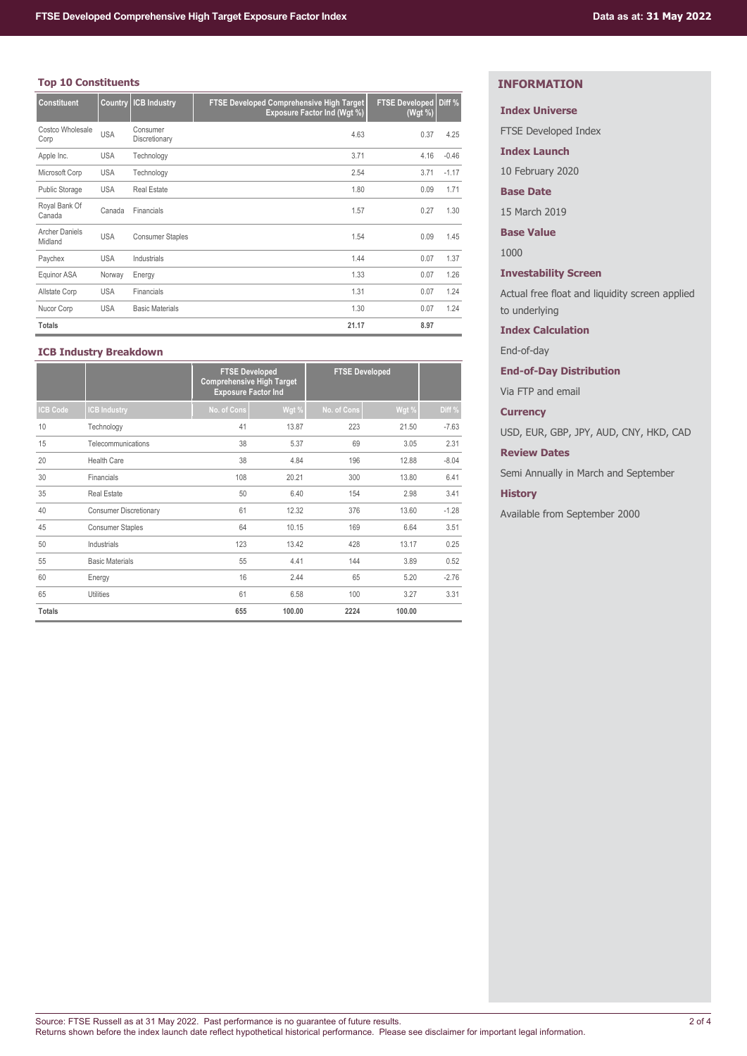## Top 10 Constituents

| Constituent | Country | ICB Industry | FTSE Developed Comprehensive High Target Exposure Factor Ind (Wgt %) | FTSE Developed (Wgt %) | Diff % |
|---|---|---|---|---|---|
| Costco Wholesale Corp | USA | Consumer Discretionary | 4.63 | 0.37 | 4.25 |
| Apple Inc. | USA | Technology | 3.71 | 4.16 | -0.46 |
| Microsoft Corp | USA | Technology | 2.54 | 3.71 | -1.17 |
| Public Storage | USA | Real Estate | 1.80 | 0.09 | 1.71 |
| Royal Bank Of Canada | Canada | Financials | 1.57 | 0.27 | 1.30 |
| Archer Daniels Midland | USA | Consumer Staples | 1.54 | 0.09 | 1.45 |
| Paychex | USA | Industrials | 1.44 | 0.07 | 1.37 |
| Equinor ASA | Norway | Energy | 1.33 | 0.07 | 1.26 |
| Allstate Corp | USA | Financials | 1.31 | 0.07 | 1.24 |
| Nucor Corp | USA | Basic Materials | 1.30 | 0.07 | 1.24 |
| **Totals** | | | **21.17** | **8.97** | |

## ICB Industry Breakdown

| | | FTSE Developed Comprehensive High Target Exposure Factor Ind | | FTSE Developed | | |
|---|---|---|---|---|---|---|
| ICB Code | ICB Industry | No. of Cons | Wgt % | No. of Cons | Wgt % | Diff % |
| 10 | Technology | 41 | 13.87 | 223 | 21.50 | -7.63 |
| 15 | Telecommunications | 38 | 5.37 | 69 | 3.05 | 2.31 |
| 20 | Health Care | 38 | 4.84 | 196 | 12.88 | -8.04 |
| 30 | Financials | 108 | 20.21 | 300 | 13.80 | 6.41 |
| 35 | Real Estate | 50 | 6.40 | 154 | 2.98 | 3.41 |
| 40 | Consumer Discretionary | 61 | 12.32 | 376 | 13.60 | -1.28 |
| 45 | Consumer Staples | 64 | 10.15 | 169 | 6.64 | 3.51 |
| 50 | Industrials | 123 | 13.42 | 428 | 13.17 | 0.25 |
| 55 | Basic Materials | 55 | 4.41 | 144 | 3.89 | 0.52 |
| 60 | Energy | 16 | 2.44 | 65 | 5.20 | -2.76 |
| 65 | Utilities | 61 | 6.58 | 100 | 3.27 | 3.31 |
| **Totals** | | **655** | **100.00** | **2224** | **100.00** | |

## INFORMATION

**Index Universe**

FTSE Developed Index

**Index Launch**

10 February 2020

**Base Date**

15 March 2019

**Base Value**

1000

**Investability Screen**

Actual free float and liquidity screen applied to underlying

**Index Calculation**

End-of-day

**End-of-Day Distribution**

Via FTP and email

**Currency**

USD, EUR, GBP, JPY, AUD, CNY, HKD, CAD

**Review Dates**

Semi Annually in March and September

**History**

Available from September 2000

Source: FTSE Russell as at 31 May 2022. Past performance is no guarantee of future results.
Returns shown before the index launch date reflect hypothetical historical performance. Please see disclaimer for important legal information.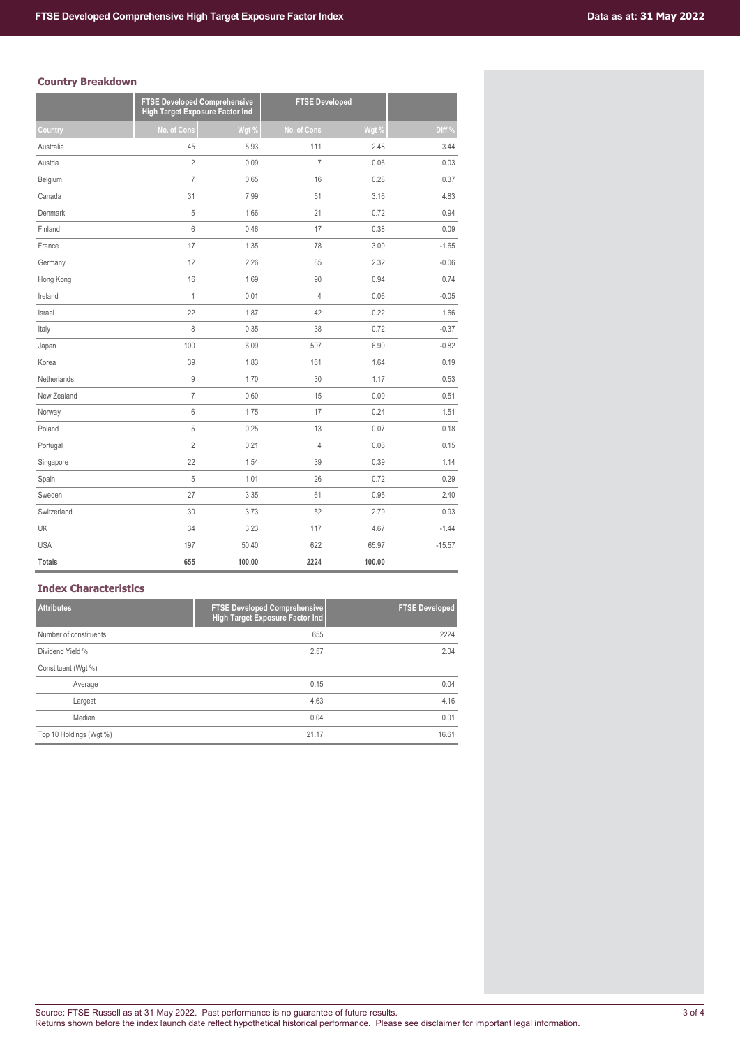## Country Breakdown

| | FTSE Developed Comprehensive High Target Exposure Factor Ind | | FTSE Developed | | |
|---|---|---|---|---|---|
| Country | No. of Cons | Wgt % | No. of Cons | Wgt % | Diff % |
| Australia | 45 | 5.93 | 111 | 2.48 | 3.44 |
| Austria | 2 | 0.09 | 7 | 0.06 | 0.03 |
| Belgium | 7 | 0.65 | 16 | 0.28 | 0.37 |
| Canada | 31 | 7.99 | 51 | 3.16 | 4.83 |
| Denmark | 5 | 1.66 | 21 | 0.72 | 0.94 |
| Finland | 6 | 0.46 | 17 | 0.38 | 0.09 |
| France | 17 | 1.35 | 78 | 3.00 | -1.65 |
| Germany | 12 | 2.26 | 85 | 2.32 | -0.06 |
| Hong Kong | 16 | 1.69 | 90 | 0.94 | 0.74 |
| Ireland | 1 | 0.01 | 4 | 0.06 | -0.05 |
| Israel | 22 | 1.87 | 42 | 0.22 | 1.66 |
| Italy | 8 | 0.35 | 38 | 0.72 | -0.37 |
| Japan | 100 | 6.09 | 507 | 6.90 | -0.82 |
| Korea | 39 | 1.83 | 161 | 1.64 | 0.19 |
| Netherlands | 9 | 1.70 | 30 | 1.17 | 0.53 |
| New Zealand | 7 | 0.60 | 15 | 0.09 | 0.51 |
| Norway | 6 | 1.75 | 17 | 0.24 | 1.51 |
| Poland | 5 | 0.25 | 13 | 0.07 | 0.18 |
| Portugal | 2 | 0.21 | 4 | 0.06 | 0.15 |
| Singapore | 22 | 1.54 | 39 | 0.39 | 1.14 |
| Spain | 5 | 1.01 | 26 | 0.72 | 0.29 |
| Sweden | 27 | 3.35 | 61 | 0.95 | 2.40 |
| Switzerland | 30 | 3.73 | 52 | 2.79 | 0.93 |
| UK | 34 | 3.23 | 117 | 4.67 | -1.44 |
| USA | 197 | 50.40 | 622 | 65.97 | -15.57 |
| **Totals** | **655** | **100.00** | **2224** | **100.00** | |

## Index Characteristics

| Attributes | FTSE Developed Comprehensive High Target Exposure Factor Ind | FTSE Developed |
|---|---|---|
| Number of constituents | 655 | 2224 |
| Dividend Yield % | 2.57 | 2.04 |
| Constituent (Wgt %) | | |
| Average | 0.15 | 0.04 |
| Largest | 4.63 | 4.16 |
| Median | 0.04 | 0.01 |
| Top 10 Holdings (Wgt %) | 21.17 | 16.61 |

Source: FTSE Russell as at 31 May 2022. Past performance is no guarantee of future results.
Returns shown before the index launch date reflect hypothetical historical performance. Please see disclaimer for important legal information.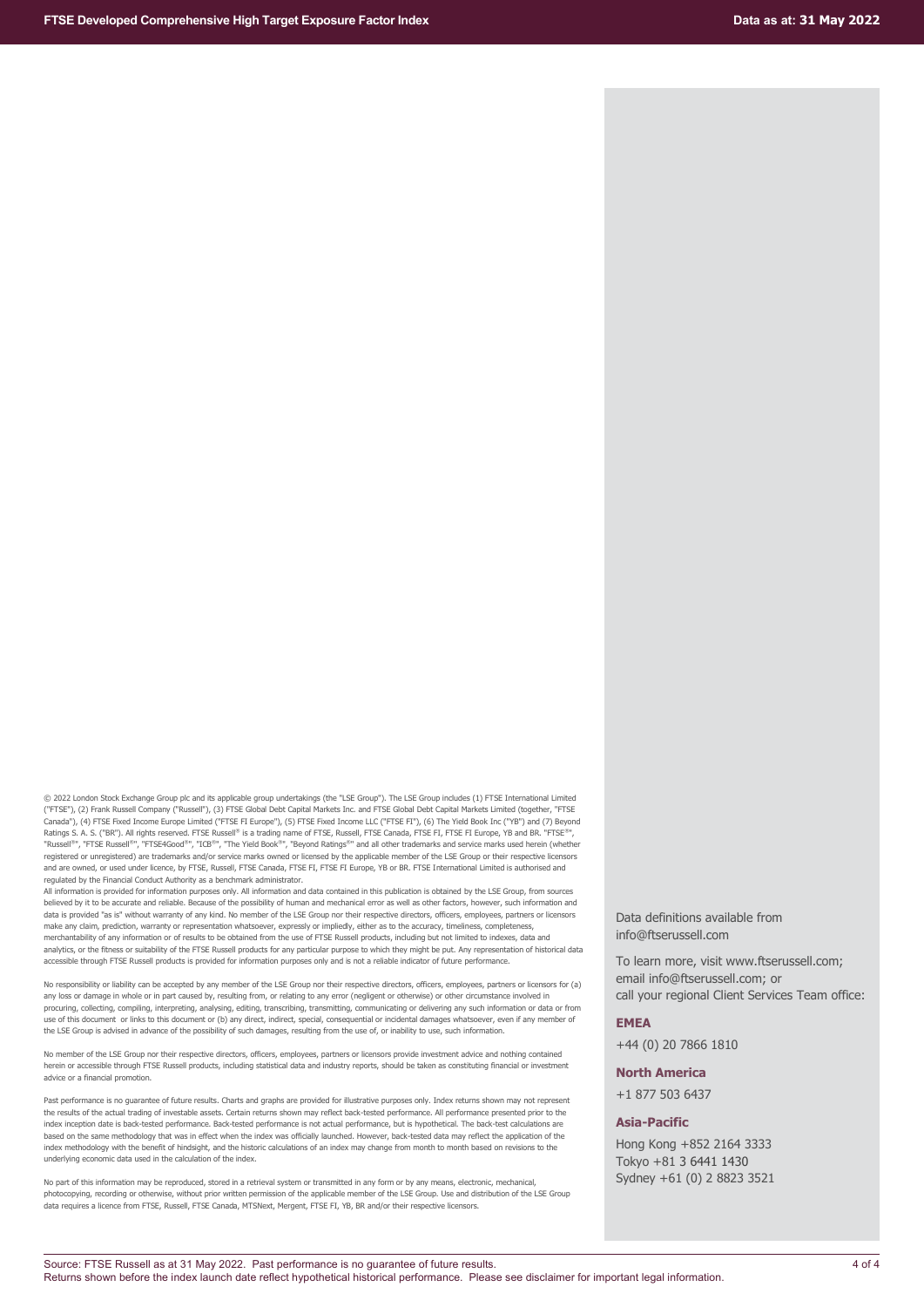© 2022 London Stock Exchange Group plc and its applicable group undertakings (the "LSE Group"). The LSE Group includes (1) FTSE International Limited ("FTSE"), (2) Frank Russell Company ("Russell"), (3) FTSE Global Debt Capital Markets Inc. and FTSE Global Debt Capital Markets Limited (together, "FTSE Canada"), (4) FTSE Fixed Income Europe Limited ("FTSE FI Europe"), (5) FTSE Fixed Income LLC ("FTSE FI"), (6) The Yield Book Inc ("YB") and (7) Beyond Ratings S. A. S. ("BR"). All rights reserved. FTSE Russell® is a trading name of FTSE, Russell, FTSE Canada, FTSE FI, FTSE FI Europe, YB and BR. "FTSE®", "Russell®", "FTSE Russell®", "FTSE4Good®", "ICB®", "The Yield Book®", "Beyond Ratings®" and all other trademarks and service marks used herein (whether registered or unregistered) are trademarks and/or service marks owned or licensed by the applicable member of the LSE Group or their respective licensors and are owned, or used under licence, by FTSE, Russell, FTSE Canada, FTSE FI, FTSE FI Europe, YB or BR. FTSE International Limited is authorised and regulated by the Financial Conduct Authority as a benchmark administrator.

All information is provided for information purposes only. All information and data contained in this publication is obtained by the LSE Group, from sources believed by it to be accurate and reliable. Because of the possibility of human and mechanical error as well as other factors, however, such information and data is provided "as is" without warranty of any kind. No member of the LSE Group nor their respective directors, officers, employees, partners or licensors make any claim, prediction, warranty or representation whatsoever, expressly or impliedly, either as to the accuracy, timeliness, completeness, merchantability of any information or of results to be obtained from the use of FTSE Russell products, including but not limited to indexes, data and analytics, or the fitness or suitability of the FTSE Russell products for any particular purpose to which they might be put. Any representation of historical data accessible through FTSE Russell products is provided for information purposes only and is not a reliable indicator of future performance.

No responsibility or liability can be accepted by any member of the LSE Group nor their respective directors, officers, employees, partners or licensors for (a) any loss or damage in whole or in part caused by, resulting from, or relating to any error (negligent or otherwise) or other circumstance involved in procuring, collecting, compiling, interpreting, analysing, editing, transcribing, transmitting, communicating or delivering any such information or data or from use of this document or links to this document or (b) any direct, indirect, special, consequential or incidental damages whatsoever, even if any member of the LSE Group is advised in advance of the possibility of such damages, resulting from the use of, or inability to use, such information.

No member of the LSE Group nor their respective directors, officers, employees, partners or licensors provide investment advice and nothing contained herein or accessible through FTSE Russell products, including statistical data and industry reports, should be taken as constituting financial or investment advice or a financial promotion.

Past performance is no guarantee of future results. Charts and graphs are provided for illustrative purposes only. Index returns shown may not represent the results of the actual trading of investable assets. Certain returns shown may reflect back-tested performance. All performance presented prior to the index inception date is back-tested performance. Back-tested performance is not actual performance, but is hypothetical. The back-test calculations are based on the same methodology that was in effect when the index was officially launched. However, back-tested data may reflect the application of the index methodology with the benefit of hindsight, and the historic calculations of an index may change from month to month based on revisions to the underlying economic data used in the calculation of the index.

No part of this information may be reproduced, stored in a retrieval system or transmitted in any form or by any means, electronic, mechanical, photocopying, recording or otherwise, without prior written permission of the applicable member of the LSE Group. Use and distribution of the LSE Group data requires a licence from FTSE, Russell, FTSE Canada, MTSNext, Mergent, FTSE FI, YB, BR and/or their respective licensors.

Data definitions available from info@ftserussell.com

To learn more, visit www.ftserussell.com; email info@ftserussell.com; or call your regional Client Services Team office:

**EMEA**

+44 (0) 20 7866 1810

**North America**

+1 877 503 6437

**Asia-Pacific**

Hong Kong +852 2164 3333
Tokyo +81 3 6441 1430
Sydney +61 (0) 2 8823 3521

Source: FTSE Russell as at 31 May 2022. Past performance is no guarantee of future results.
Returns shown before the index launch date reflect hypothetical historical performance. Please see disclaimer for important legal information.